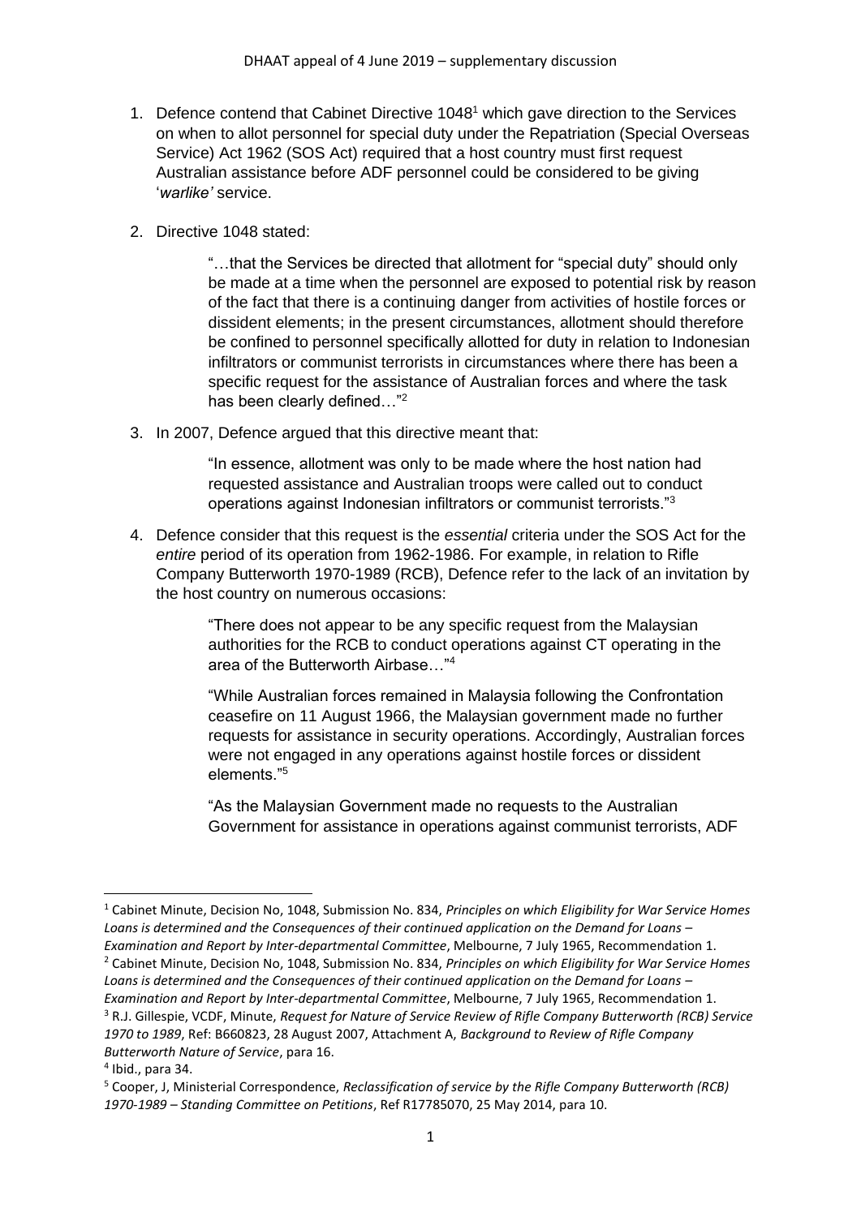1. Defence contend that Cabinet Directive 1048[1] which gave direction to the Services on when to allot personnel for special duty under the Repatriation (Special Overseas Service) Act 1962 (SOS Act) required that a host country must first request Australian assistance before ADF personnel could be considered to be giving '*warlike'* service.

2. Directive 1048 stated:

   > "…that the Services be directed that allotment for "special duty" should only be made at a time when the personnel are exposed to potential risk by reason of the fact that there is a continuing danger from activities of hostile forces or dissident elements; in the present circumstances, allotment should therefore be confined to personnel specifically allotted for duty in relation to Indonesian infiltrators or communist terrorists in circumstances where there has been a specific request for the assistance of Australian forces and where the task has been clearly defined…"[2]

3. In 2007, Defence argued that this directive meant that:

   > "In essence, allotment was only to be made where the host nation had requested assistance and Australian troops were called out to conduct operations against Indonesian infiltrators or communist terrorists."[3]

4. Defence consider that this request is the *essential* criteria under the SOS Act for the *entire* period of its operation from 1962-1986. For example, in relation to Rifle Company Butterworth 1970-1989 (RCB), Defence refer to the lack of an invitation by the host country on numerous occasions:

   > "There does not appear to be any specific request from the Malaysian authorities for the RCB to conduct operations against CT operating in the area of the Butterworth Airbase…"[4]
   >
   > "While Australian forces remained in Malaysia following the Confrontation ceasefire on 11 August 1966, the Malaysian government made no further requests for assistance in security operations. Accordingly, Australian forces were not engaged in any operations against hostile forces or dissident elements."[5]
   >
   > "As the Malaysian Government made no requests to the Australian Government for assistance in operations against communist terrorists, ADF

---

[1] Cabinet Minute, Decision No, 1048, Submission No. 834, *Principles on which Eligibility for War Service Homes Loans is determined and the Consequences of their continued application on the Demand for Loans – Examination and Report by Inter-departmental Committee*, Melbourne, 7 July 1965, Recommendation 1.

[2] Cabinet Minute, Decision No, 1048, Submission No. 834, *Principles on which Eligibility for War Service Homes Loans is determined and the Consequences of their continued application on the Demand for Loans – Examination and Report by Inter-departmental Committee*, Melbourne, 7 July 1965, Recommendation 1.

[3] R.J. Gillespie, VCDF, Minute, *Request for Nature of Service Review of Rifle Company Butterworth (RCB) Service 1970 to 1989*, Ref: B660823, 28 August 2007, Attachment A, *Background to Review of Rifle Company Butterworth Nature of Service*, para 16.

[4] Ibid., para 34.

[5] Cooper, J, Ministerial Correspondence, *Reclassification of service by the Rifle Company Butterworth (RCB) 1970-1989 – Standing Committee on Petitions*, Ref R17785070, 25 May 2014, para 10.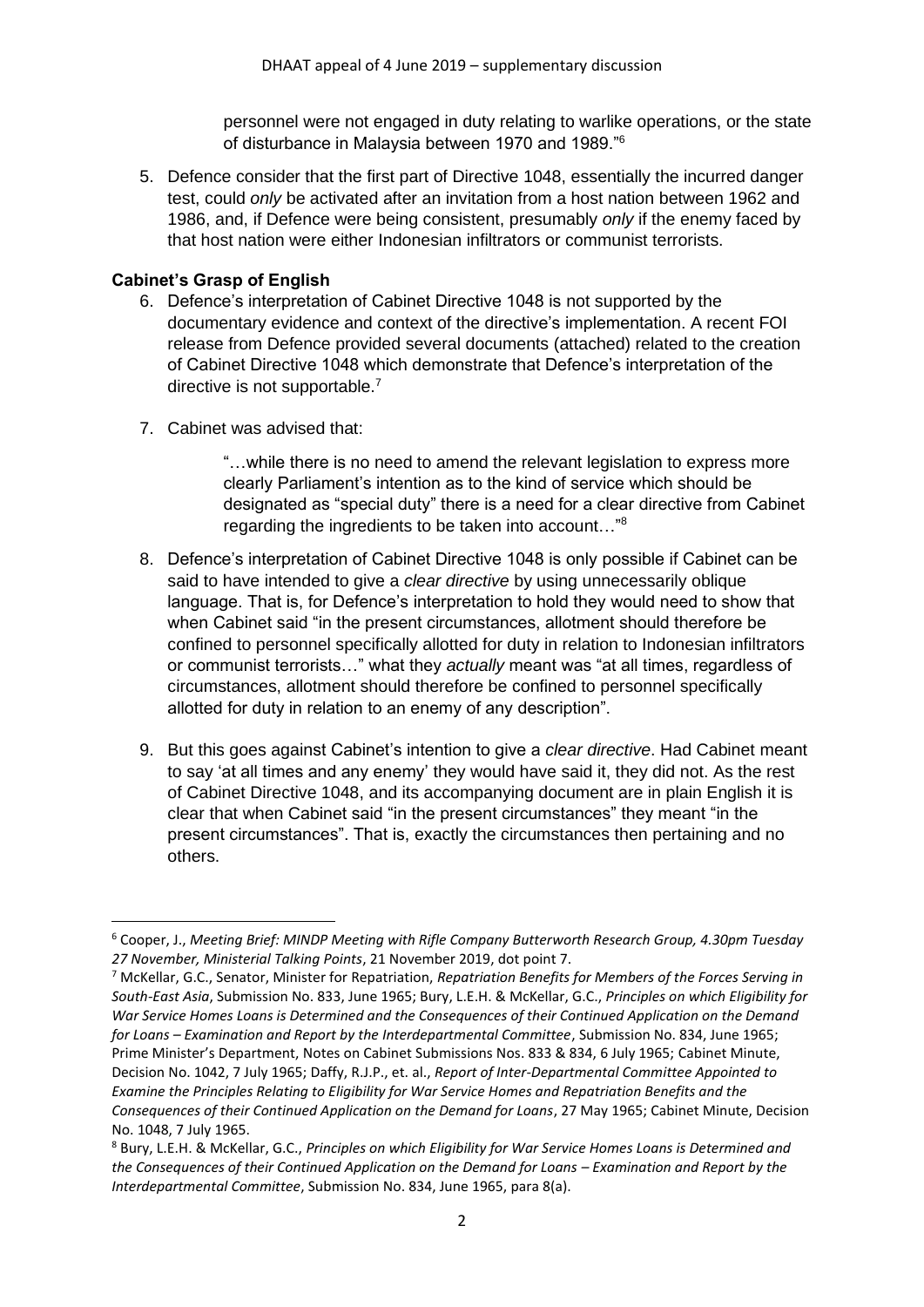personnel were not engaged in duty relating to warlike operations, or the state of disturbance in Malaysia between 1970 and 1989."[6]

5. Defence consider that the first part of Directive 1048, essentially the incurred danger test, could *only* be activated after an invitation from a host nation between 1962 and 1986, and, if Defence were being consistent, presumably *only* if the enemy faced by that host nation were either Indonesian infiltrators or communist terrorists.

**Cabinet's Grasp of English**

6. Defence's interpretation of Cabinet Directive 1048 is not supported by the documentary evidence and context of the directive's implementation. A recent FOI release from Defence provided several documents (attached) related to the creation of Cabinet Directive 1048 which demonstrate that Defence's interpretation of the directive is not supportable.[7]

7. Cabinet was advised that:

> "…while there is no need to amend the relevant legislation to express more clearly Parliament's intention as to the kind of service which should be designated as "special duty" there is a need for a clear directive from Cabinet regarding the ingredients to be taken into account…"[8]

8. Defence's interpretation of Cabinet Directive 1048 is only possible if Cabinet can be said to have intended to give a *clear directive* by using unnecessarily oblique language. That is, for Defence's interpretation to hold they would need to show that when Cabinet said "in the present circumstances, allotment should therefore be confined to personnel specifically allotted for duty in relation to Indonesian infiltrators or communist terrorists…" what they *actually* meant was "at all times, regardless of circumstances, allotment should therefore be confined to personnel specifically allotted for duty in relation to an enemy of any description".

9. But this goes against Cabinet's intention to give a *clear directive*. Had Cabinet meant to say 'at all times and any enemy' they would have said it, they did not. As the rest of Cabinet Directive 1048, and its accompanying document are in plain English it is clear that when Cabinet said "in the present circumstances" they meant "in the present circumstances". That is, exactly the circumstances then pertaining and no others.

---

[6] Cooper, J., *Meeting Brief: MINDP Meeting with Rifle Company Butterworth Research Group, 4.30pm Tuesday 27 November, Ministerial Talking Points*, 21 November 2019, dot point 7.

[7] McKellar, G.C., Senator, Minister for Repatriation, *Repatriation Benefits for Members of the Forces Serving in South-East Asia*, Submission No. 833, June 1965; Bury, L.E.H. & McKellar, G.C., *Principles on which Eligibility for War Service Homes Loans is Determined and the Consequences of their Continued Application on the Demand for Loans – Examination and Report by the Interdepartmental Committee*, Submission No. 834, June 1965; Prime Minister's Department, Notes on Cabinet Submissions Nos. 833 & 834, 6 July 1965; Cabinet Minute, Decision No. 1042, 7 July 1965; Daffy, R.J.P., et. al., *Report of Inter-Departmental Committee Appointed to Examine the Principles Relating to Eligibility for War Service Homes and Repatriation Benefits and the Consequences of their Continued Application on the Demand for Loans*, 27 May 1965; Cabinet Minute, Decision No. 1048, 7 July 1965.

[8] Bury, L.E.H. & McKellar, G.C., *Principles on which Eligibility for War Service Homes Loans is Determined and the Consequences of their Continued Application on the Demand for Loans – Examination and Report by the Interdepartmental Committee*, Submission No. 834, June 1965, para 8(a).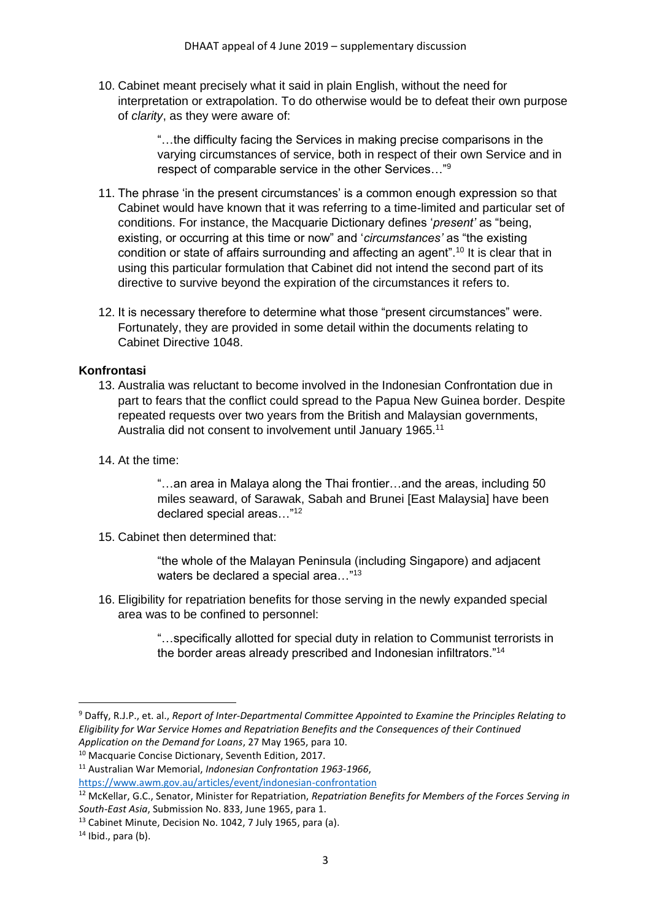10. Cabinet meant precisely what it said in plain English, without the need for interpretation or extrapolation. To do otherwise would be to defeat their own purpose of *clarity*, as they were aware of:

    > "…the difficulty facing the Services in making precise comparisons in the varying circumstances of service, both in respect of their own Service and in respect of comparable service in the other Services…"[9]

11. The phrase 'in the present circumstances' is a common enough expression so that Cabinet would have known that it was referring to a time-limited and particular set of conditions. For instance, the Macquarie Dictionary defines '*present'* as "being, existing, or occurring at this time or now" and '*circumstances'* as "the existing condition or state of affairs surrounding and affecting an agent".[10] It is clear that in using this particular formulation that Cabinet did not intend the second part of its directive to survive beyond the expiration of the circumstances it refers to.

12. It is necessary therefore to determine what those "present circumstances" were. Fortunately, they are provided in some detail within the documents relating to Cabinet Directive 1048.

**Konfrontasi**

13. Australia was reluctant to become involved in the Indonesian Confrontation due in part to fears that the conflict could spread to the Papua New Guinea border. Despite repeated requests over two years from the British and Malaysian governments, Australia did not consent to involvement until January 1965.[11]

14. At the time:

    > "…an area in Malaya along the Thai frontier…and the areas, including 50 miles seaward, of Sarawak, Sabah and Brunei [East Malaysia] have been declared special areas…"[12]

15. Cabinet then determined that:

    > "the whole of the Malayan Peninsula (including Singapore) and adjacent waters be declared a special area…"[13]

16. Eligibility for repatriation benefits for those serving in the newly expanded special area was to be confined to personnel:

    > "…specifically allotted for special duty in relation to Communist terrorists in the border areas already prescribed and Indonesian infiltrators."[14]

---

[9] Daffy, R.J.P., et. al., *Report of Inter-Departmental Committee Appointed to Examine the Principles Relating to Eligibility for War Service Homes and Repatriation Benefits and the Consequences of their Continued Application on the Demand for Loans*, 27 May 1965, para 10.

[10] Macquarie Concise Dictionary, Seventh Edition, 2017.

[11] Australian War Memorial, *Indonesian Confrontation 1963-1966*, https://www.awm.gov.au/articles/event/indonesian-confrontation

[12] McKellar, G.C., Senator, Minister for Repatriation, *Repatriation Benefits for Members of the Forces Serving in South-East Asia*, Submission No. 833, June 1965, para 1.

[13] Cabinet Minute, Decision No. 1042, 7 July 1965, para (a).

[14] Ibid., para (b).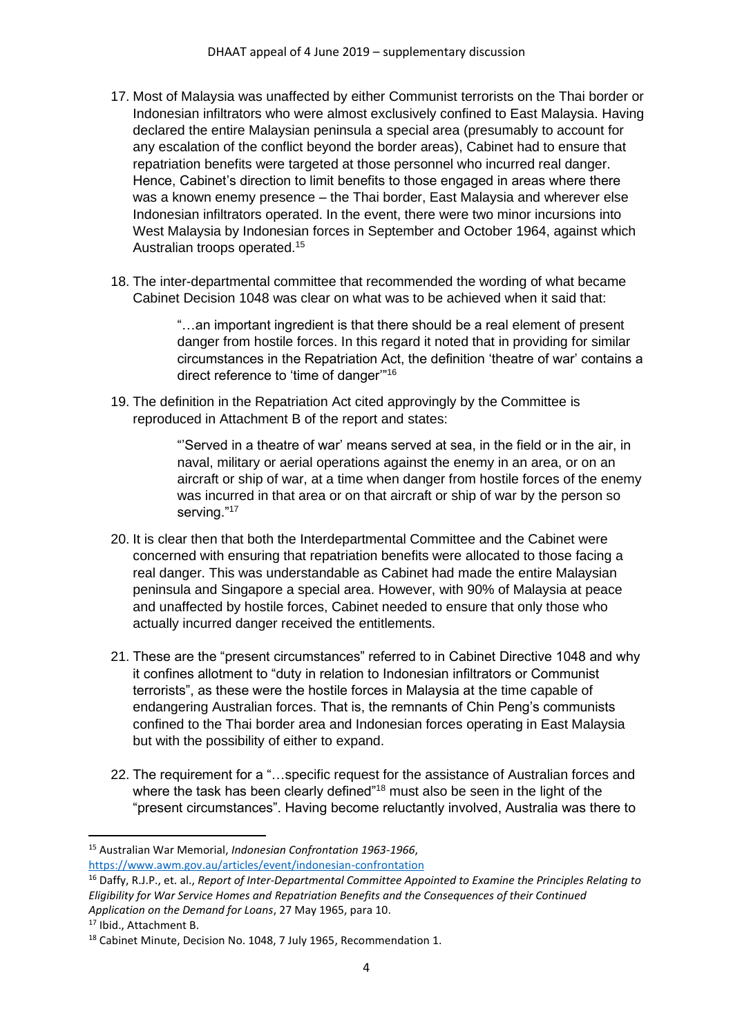17. Most of Malaysia was unaffected by either Communist terrorists on the Thai border or Indonesian infiltrators who were almost exclusively confined to East Malaysia. Having declared the entire Malaysian peninsula a special area (presumably to account for any escalation of the conflict beyond the border areas), Cabinet had to ensure that repatriation benefits were targeted at those personnel who incurred real danger. Hence, Cabinet's direction to limit benefits to those engaged in areas where there was a known enemy presence – the Thai border, East Malaysia and wherever else Indonesian infiltrators operated. In the event, there were two minor incursions into West Malaysia by Indonesian forces in September and October 1964, against which Australian troops operated.[15]

18. The inter-departmental committee that recommended the wording of what became Cabinet Decision 1048 was clear on what was to be achieved when it said that:

> "…an important ingredient is that there should be a real element of present danger from hostile forces. In this regard it noted that in providing for similar circumstances in the Repatriation Act, the definition 'theatre of war' contains a direct reference to 'time of danger'"[16]

19. The definition in the Repatriation Act cited approvingly by the Committee is reproduced in Attachment B of the report and states:

> "'Served in a theatre of war' means served at sea, in the field or in the air, in naval, military or aerial operations against the enemy in an area, or on an aircraft or ship of war, at a time when danger from hostile forces of the enemy was incurred in that area or on that aircraft or ship of war by the person so serving."[17]

20. It is clear then that both the Interdepartmental Committee and the Cabinet were concerned with ensuring that repatriation benefits were allocated to those facing a real danger. This was understandable as Cabinet had made the entire Malaysian peninsula and Singapore a special area. However, with 90% of Malaysia at peace and unaffected by hostile forces, Cabinet needed to ensure that only those who actually incurred danger received the entitlements.

21. These are the "present circumstances" referred to in Cabinet Directive 1048 and why it confines allotment to "duty in relation to Indonesian infiltrators or Communist terrorists", as these were the hostile forces in Malaysia at the time capable of endangering Australian forces. That is, the remnants of Chin Peng's communists confined to the Thai border area and Indonesian forces operating in East Malaysia but with the possibility of either to expand.

22. The requirement for a "…specific request for the assistance of Australian forces and where the task has been clearly defined"[18] must also be seen in the light of the "present circumstances". Having become reluctantly involved, Australia was there to

---

[15] Australian War Memorial, *Indonesian Confrontation 1963-1966*, https://www.awm.gov.au/articles/event/indonesian-confrontation

[16] Daffy, R.J.P., et. al., *Report of Inter-Departmental Committee Appointed to Examine the Principles Relating to Eligibility for War Service Homes and Repatriation Benefits and the Consequences of their Continued Application on the Demand for Loans*, 27 May 1965, para 10.

[17] Ibid., Attachment B.

[18] Cabinet Minute, Decision No. 1048, 7 July 1965, Recommendation 1.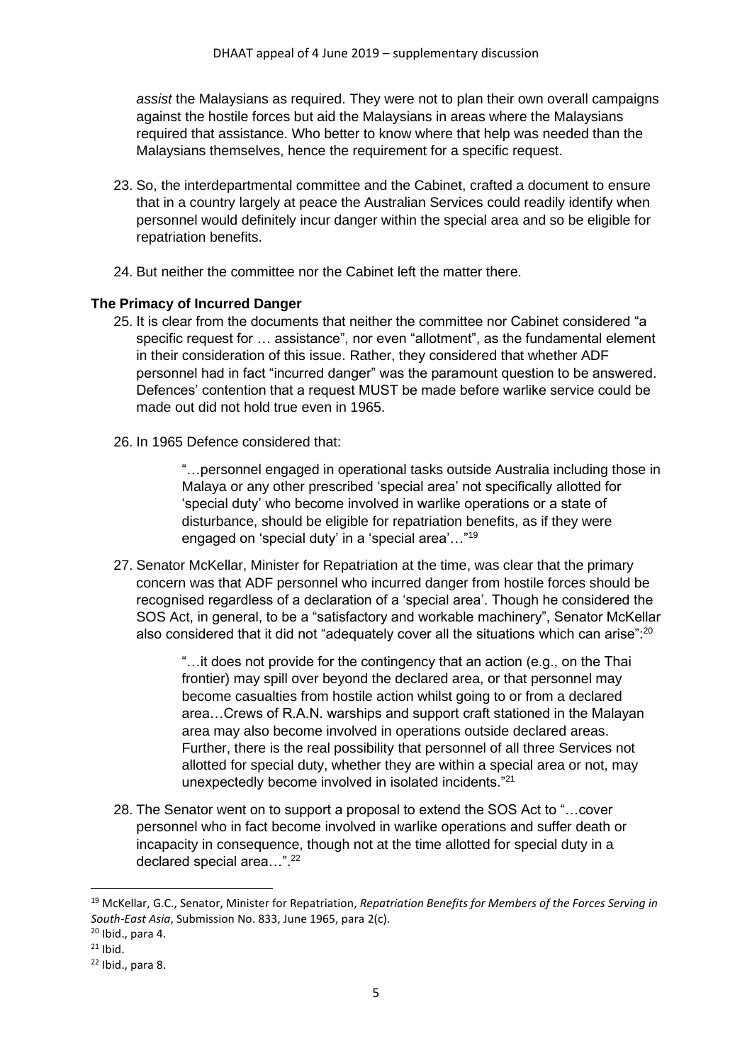*assist* the Malaysians as required. They were not to plan their own overall campaigns against the hostile forces but aid the Malaysians in areas where the Malaysians required that assistance. Who better to know where that help was needed than the Malaysians themselves, hence the requirement for a specific request.

23. So, the interdepartmental committee and the Cabinet, crafted a document to ensure that in a country largely at peace the Australian Services could readily identify when personnel would definitely incur danger within the special area and so be eligible for repatriation benefits.

24. But neither the committee nor the Cabinet left the matter there.

**The Primacy of Incurred Danger**

25. It is clear from the documents that neither the committee nor Cabinet considered "a specific request for … assistance", nor even "allotment", as the fundamental element in their consideration of this issue. Rather, they considered that whether ADF personnel had in fact "incurred danger" was the paramount question to be answered. Defences' contention that a request MUST be made before warlike service could be made out did not hold true even in 1965.

26. In 1965 Defence considered that:

> "…personnel engaged in operational tasks outside Australia including those in Malaya or any other prescribed 'special area' not specifically allotted for 'special duty' who become involved in warlike operations or a state of disturbance, should be eligible for repatriation benefits, as if they were engaged on 'special duty' in a 'special area'…"[19]

27. Senator McKellar, Minister for Repatriation at the time, was clear that the primary concern was that ADF personnel who incurred danger from hostile forces should be recognised regardless of a declaration of a 'special area'. Though he considered the SOS Act, in general, to be a "satisfactory and workable machinery", Senator McKellar also considered that it did not "adequately cover all the situations which can arise":[20]

> "…it does not provide for the contingency that an action (e.g., on the Thai frontier) may spill over beyond the declared area, or that personnel may become casualties from hostile action whilst going to or from a declared area…Crews of R.A.N. warships and support craft stationed in the Malayan area may also become involved in operations outside declared areas. Further, there is the real possibility that personnel of all three Services not allotted for special duty, whether they are within a special area or not, may unexpectedly become involved in isolated incidents."[21]

28. The Senator went on to support a proposal to extend the SOS Act to "…cover personnel who in fact become involved in warlike operations and suffer death or incapacity in consequence, though not at the time allotted for special duty in a declared special area…".[22]

---

[19] McKellar, G.C., Senator, Minister for Repatriation, *Repatriation Benefits for Members of the Forces Serving in South-East Asia*, Submission No. 833, June 1965, para 2(c).

[20] Ibid., para 4.

[21] Ibid.

[22] Ibid., para 8.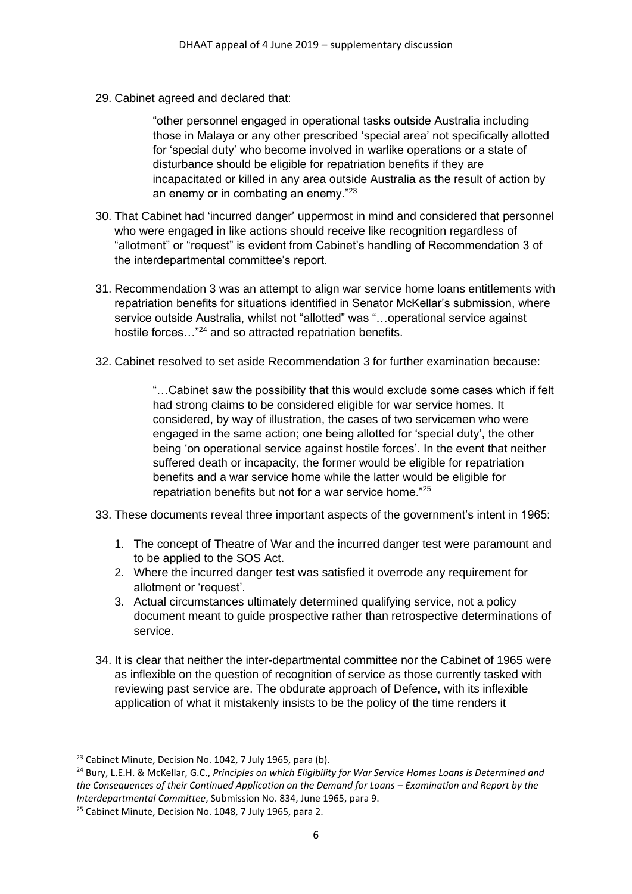29. Cabinet agreed and declared that:

> "other personnel engaged in operational tasks outside Australia including those in Malaya or any other prescribed 'special area' not specifically allotted for 'special duty' who become involved in warlike operations or a state of disturbance should be eligible for repatriation benefits if they are incapacitated or killed in any area outside Australia as the result of action by an enemy or in combating an enemy."[23]

30. That Cabinet had 'incurred danger' uppermost in mind and considered that personnel who were engaged in like actions should receive like recognition regardless of "allotment" or "request" is evident from Cabinet's handling of Recommendation 3 of the interdepartmental committee's report.

31. Recommendation 3 was an attempt to align war service home loans entitlements with repatriation benefits for situations identified in Senator McKellar's submission, where service outside Australia, whilst not "allotted" was "…operational service against hostile forces…"[24] and so attracted repatriation benefits.

32. Cabinet resolved to set aside Recommendation 3 for further examination because:

> "…Cabinet saw the possibility that this would exclude some cases which if felt had strong claims to be considered eligible for war service homes. It considered, by way of illustration, the cases of two servicemen who were engaged in the same action; one being allotted for 'special duty', the other being 'on operational service against hostile forces'. In the event that neither suffered death or incapacity, the former would be eligible for repatriation benefits and a war service home while the latter would be eligible for repatriation benefits but not for a war service home."[25]

33. These documents reveal three important aspects of the government's intent in 1965:

    1. The concept of Theatre of War and the incurred danger test were paramount and to be applied to the SOS Act.
    2. Where the incurred danger test was satisfied it overrode any requirement for allotment or 'request'.
    3. Actual circumstances ultimately determined qualifying service, not a policy document meant to guide prospective rather than retrospective determinations of service.

34. It is clear that neither the inter-departmental committee nor the Cabinet of 1965 were as inflexible on the question of recognition of service as those currently tasked with reviewing past service are. The obdurate approach of Defence, with its inflexible application of what it mistakenly insists to be the policy of the time renders it

---

[23] Cabinet Minute, Decision No. 1042, 7 July 1965, para (b).

[24] Bury, L.E.H. & McKellar, G.C., *Principles on which Eligibility for War Service Homes Loans is Determined and the Consequences of their Continued Application on the Demand for Loans – Examination and Report by the Interdepartmental Committee*, Submission No. 834, June 1965, para 9.

[25] Cabinet Minute, Decision No. 1048, 7 July 1965, para 2.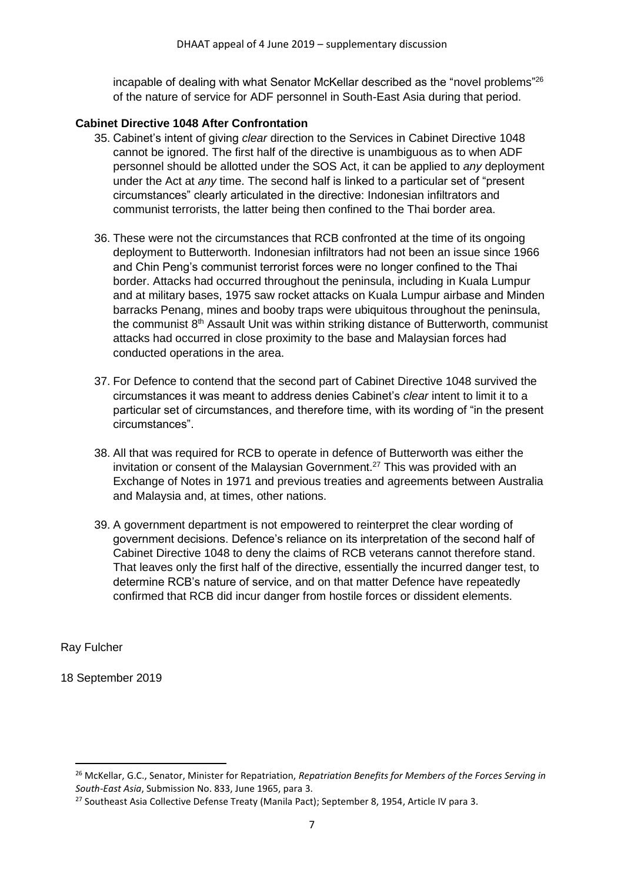incapable of dealing with what Senator McKellar described as the "novel problems"[26] of the nature of service for ADF personnel in South-East Asia during that period.

**Cabinet Directive 1048 After Confrontation**

35. Cabinet's intent of giving *clear* direction to the Services in Cabinet Directive 1048 cannot be ignored. The first half of the directive is unambiguous as to when ADF personnel should be allotted under the SOS Act, it can be applied to *any* deployment under the Act at *any* time. The second half is linked to a particular set of "present circumstances" clearly articulated in the directive: Indonesian infiltrators and communist terrorists, the latter being then confined to the Thai border area.

36. These were not the circumstances that RCB confronted at the time of its ongoing deployment to Butterworth. Indonesian infiltrators had not been an issue since 1966 and Chin Peng's communist terrorist forces were no longer confined to the Thai border. Attacks had occurred throughout the peninsula, including in Kuala Lumpur and at military bases, 1975 saw rocket attacks on Kuala Lumpur airbase and Minden barracks Penang, mines and booby traps were ubiquitous throughout the peninsula, the communist 8th Assault Unit was within striking distance of Butterworth, communist attacks had occurred in close proximity to the base and Malaysian forces had conducted operations in the area.

37. For Defence to contend that the second part of Cabinet Directive 1048 survived the circumstances it was meant to address denies Cabinet's *clear* intent to limit it to a particular set of circumstances, and therefore time, with its wording of "in the present circumstances".

38. All that was required for RCB to operate in defence of Butterworth was either the invitation or consent of the Malaysian Government.[27] This was provided with an Exchange of Notes in 1971 and previous treaties and agreements between Australia and Malaysia and, at times, other nations.

39. A government department is not empowered to reinterpret the clear wording of government decisions. Defence's reliance on its interpretation of the second half of Cabinet Directive 1048 to deny the claims of RCB veterans cannot therefore stand. That leaves only the first half of the directive, essentially the incurred danger test, to determine RCB's nature of service, and on that matter Defence have repeatedly confirmed that RCB did incur danger from hostile forces or dissident elements.

Ray Fulcher

18 September 2019

---

[26] McKellar, G.C., Senator, Minister for Repatriation, *Repatriation Benefits for Members of the Forces Serving in South-East Asia*, Submission No. 833, June 1965, para 3.

[27] Southeast Asia Collective Defense Treaty (Manila Pact); September 8, 1954, Article IV para 3.